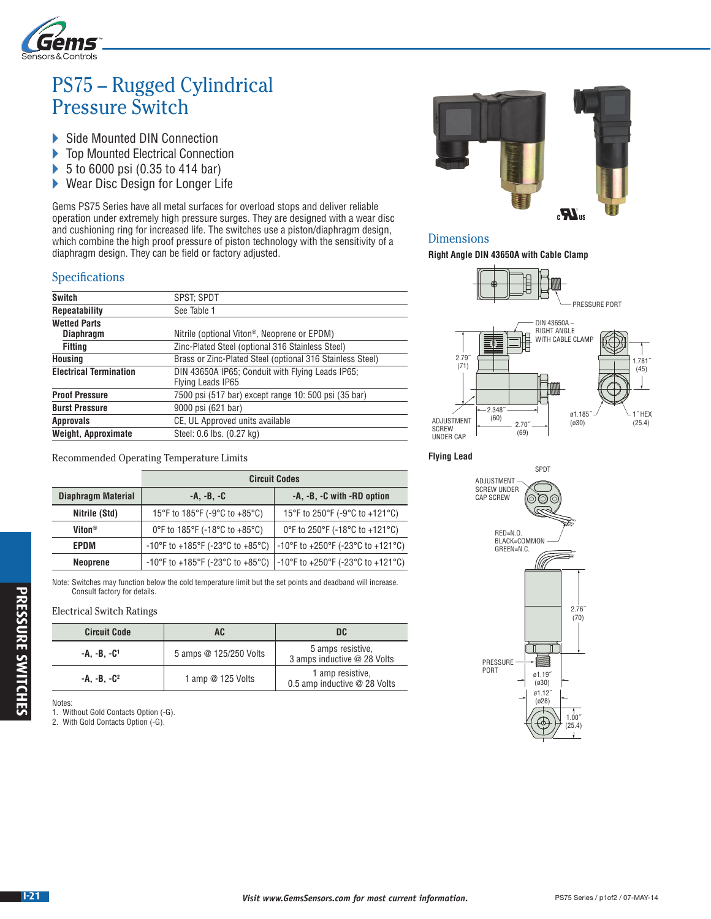# PS75 – Rugged Cylindrical Pressure Switch

- Side Mounted DIN Connection
- Top Mounted Electrical Connection
- 5 to 6000 psi (0.35 to 414 bar)
- Wear Disc Design for Longer Life

Gems PS75 Series have all metal surfaces for overload stops and deliver reliable operation under extremely high pressure surges. They are designed with a wear disc and cushioning ring for increased life. The switches use a piston/diaphragm design, which combine the high proof pressure of piston technology with the sensitivity of a diaphragm design. They can be field or factory adjusted.

## Specifications

| | |
|---|---|
| **Switch** | SPST; SPDT |
| **Repeatability** | See Table 1 |
| **Wetted Parts** | |
| **Diaphragm** | Nitrile (optional Viton®, Neoprene or EPDM) |
| **Fitting** | Zinc-Plated Steel (optional 316 Stainless Steel) |
| **Housing** | Brass or Zinc-Plated Steel (optional 316 Stainless Steel) |
| **Electrical Termination** | DIN 43650A IP65; Conduit with Flying Leads IP65; Flying Leads IP65 |
| **Proof Pressure** | 7500 psi (517 bar) except range 10: 500 psi (35 bar) |
| **Burst Pressure** | 9000 psi (621 bar) |
| **Approvals** | CE, UL Approved units available |
| **Weight, Approximate** | Steel: 0.6 lbs. (0.27 kg) |

Recommended Operating Temperature Limits

| | Circuit Codes | |
|---|---|---|
| **Diaphragm Material** | **-A, -B, -C** | **-A, -B, -C with -RD option** |
| **Nitrile (Std)** | 15°F to 185°F (-9°C to +85°C) | 15°F to 250°F (-9°C to +121°C) |
| **Viton®** | 0°F to 185°F (-18°C to +85°C) | 0°F to 250°F (-18°C to +121°C) |
| **EPDM** | -10°F to +185°F (-23°C to +85°C) | -10°F to +250°F (-23°C to +121°C) |
| **Neoprene** | -10°F to +185°F (-23°C to +85°C) | -10°F to +250°F (-23°C to +121°C) |

Note: Switches may function below the cold temperature limit but the set points and deadband will increase. Consult factory for details.

Electrical Switch Ratings

| Circuit Code | AC | DC |
|---|---|---|
| -A, -B, -C[1] | 5 amps @ 125/250 Volts | 5 amps resistive, 3 amps inductive @ 28 Volts |
| -A, -B, -C[2] | 1 amp @ 125 Volts | 1 amp resistive, 0.5 amp inductive @ 28 Volts |

Notes:
1. Without Gold Contacts Option (-G).
2. With Gold Contacts Option (-G).

## Dimensions

**Right Angle DIN 43650A with Cable Clamp**

PRESSURE PORT

DIN 43650A – RIGHT ANGLE WITH CABLE CLAMP

2.79″ (71); 1.781″ (45); 2.348″ (60); 2.70″ (69); ø1.185″ (ø30); 1″ HEX (25.4)

ADJUSTMENT SCREW UNDER CAP

**Flying Lead**

SPDT

ADJUSTMENT SCREW UNDER CAP SCREW

RED=N.O.
BLACK=COMMON
GREEN=N.C.

2.76″ (70)

PRESSURE PORT

ø1.19″ (ø30); ø1.12″ (ø28); 1.00″ (25.4)

*Visit www.GemsSensors.com for most current information.*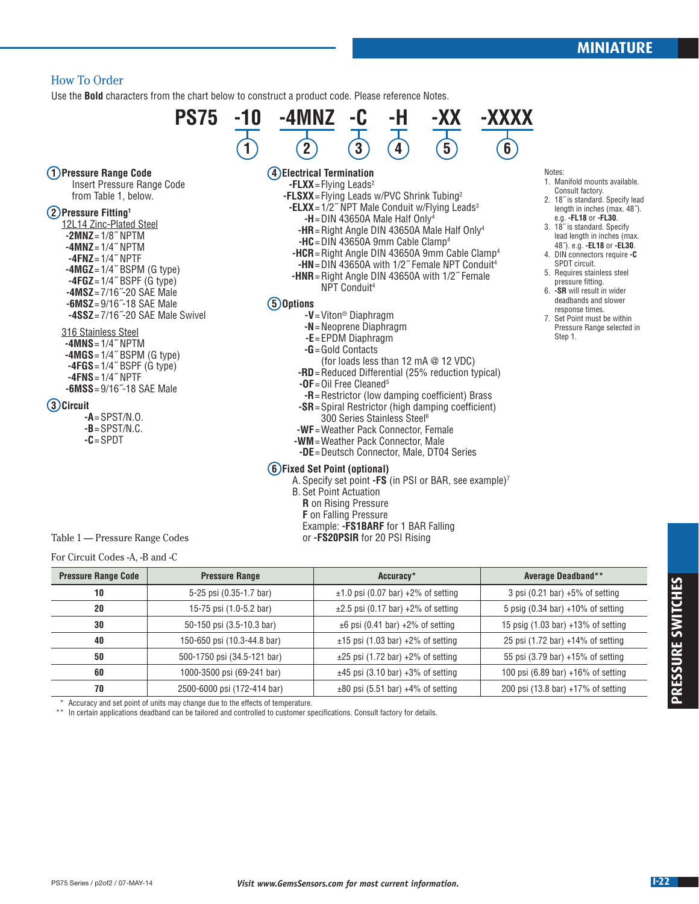## How To Order

Use the **Bold** characters from the chart below to construct a product code. Please reference Notes.

**PS75 -10 -4MNZ -C -H -XX -XXXX**

(1) (2) (3) (4) (5) (6)

**1 Pressure Range Code**

Insert Pressure Range Code from Table 1, below.

**2 Pressure Fitting**[1]

12L14 Zinc-Plated Steel

- **-2MNZ** = 1/8˝ NPTM
- **-4MNZ** = 1/4˝ NPTM
- **-4FNZ** = 1/4˝ NPTF
- **-4MGZ** = 1/4˝ BSPM (G type)
- **-4FGZ** = 1/4˝ BSPF (G type)
- **-4MSZ** = 7/16˝-20 SAE Male
- **-6MSZ** = 9/16˝-18 SAE Male
- **-4SSZ** = 7/16˝-20 SAE Male Swivel

316 Stainless Steel

- **-4MNS** = 1/4˝ NPTM
- **-4MGS** = 1/4˝ BSPM (G type)
- **-4FGS** = 1/4˝ BSPF (G type)
- **-4FNS** = 1/4˝ NPTF
- **-6MSS** = 9/16˝-18 SAE Male

**3 Circuit**

- **-A** = SPST/N.O.
- **-B** = SPST/N.C.
- **-C** = SPDT

**4 Electrical Termination**

- **-FLXX** = Flying Leads[2]
- **-FLSXX** = Flying Leads w/PVC Shrink Tubing[2]
- **-ELXX** = 1/2˝ NPT Male Conduit w/Flying Leads[3]
- **-H** = DIN 43650A Male Half Only[4]
- **-HR** = Right Angle DIN 43650A Male Half Only[4]
- **-HC** = DIN 43650A 9mm Cable Clamp[4]
- **-HCR** = Right Angle DIN 43650A 9mm Cable Clamp[4]
- **-HN** = DIN 43650A with 1/2˝ Female NPT Conduit[4]
- **-HNR** = Right Angle DIN 43650A with 1/2˝ Female NPT Conduit[4]

**5 Options**

- **-V** = Viton® Diaphragm
- **-N** = Neoprene Diaphragm
- **-E** = EPDM Diaphragm
- **-G** = Gold Contacts (for loads less than 12 mA @ 12 VDC)
- **-RD** = Reduced Differential (25% reduction typical)
- **-OF** = Oil Free Cleaned[5]
- **-R** = Restrictor (low damping coefficient) Brass
- **-SR** = Spiral Restrictor (high damping coefficient) 300 Series Stainless Steel[6]
- **-WF** = Weather Pack Connector, Female
- **-WM** = Weather Pack Connector, Male
- **-DE** = Deutsch Connector, Male, DT04 Series

**6 Fixed Set Point (optional)**

A. Specify set point **-FS** (in PSI or BAR, see example)[7]

B. Set Point Actuation

**R** on Rising Pressure

**F** on Falling Pressure

Example: **-FS1BARF** for 1 BAR Falling or **-FS20PSIR** for 20 PSI Rising

Notes:

1. Manifold mounts available. Consult factory.
2. 18˝ is standard. Specify lead length in inches (max. 48˝). e.g. **-FL18** or **-FL30**.
3. 18˝ is standard. Specify lead length in inches (max. 48˝). e.g. **-EL18** or **-EL30**.
4. DIN connectors require **-C** SPDT circuit.
5. Requires stainless steel pressure fitting.
6. **-SR** will result in wider deadbands and slower response times.
7. Set Point must be within Pressure Range selected in Step 1.

Table 1 — Pressure Range Codes

For Circuit Codes -A, -B and -C

| Pressure Range Code | Pressure Range | Accuracy* | Average Deadband** |
|---|---|---|---|
| 10 | 5-25 psi (0.35-1.7 bar) | ±1.0 psi (0.07 bar) +2% of setting | 3 psi (0.21 bar) +5% of setting |
| 20 | 15-75 psi (1.0-5.2 bar) | ±2.5 psi (0.17 bar) +2% of setting | 5 psig (0.34 bar) +10% of setting |
| 30 | 50-150 psi (3.5-10.3 bar) | ±6 psi (0.41 bar) +2% of setting | 15 psig (1.03 bar) +13% of setting |
| 40 | 150-650 psi (10.3-44.8 bar) | ±15 psi (1.03 bar) +2% of setting | 25 psi (1.72 bar) +14% of setting |
| 50 | 500-1750 psi (34.5-121 bar) | ±25 psi (1.72 bar) +2% of setting | 55 psi (3.79 bar) +15% of setting |
| 60 | 1000-3500 psi (69-241 bar) | ±45 psi (3.10 bar) +3% of setting | 100 psi (6.89 bar) +16% of setting |
| 70 | 2500-6000 psi (172-414 bar) | ±80 psi (5.51 bar) +4% of setting | 200 psi (13.8 bar) +17% of setting |

\* Accuracy and set point of units may change due to the effects of temperature.

\*\* In certain applications deadband can be tailored and controlled to customer specifications. Consult factory for details.